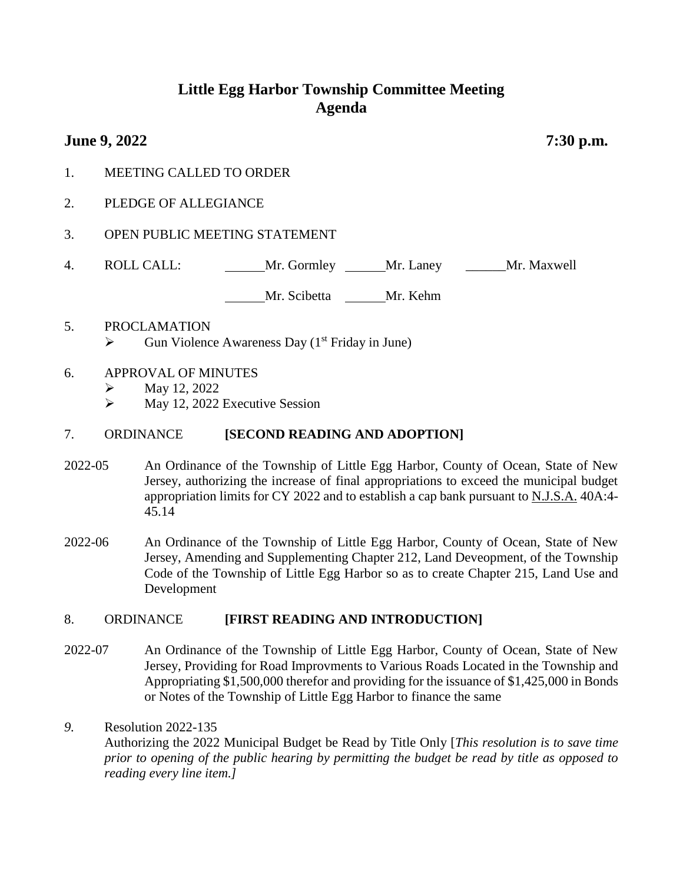# Little Egg Harbor Township Committee Meeting
# Agenda

**June 9, 2022** **7:30 p.m.**

1. MEETING CALLED TO ORDER

2. PLEDGE OF ALLEGIANCE

3. OPEN PUBLIC MEETING STATEMENT

4. ROLL CALL: ______Mr. Gormley ______Mr. Laney ______Mr. Maxwell

   ______Mr. Scibetta ______Mr. Kehm

5. PROCLAMATION
   - Gun Violence Awareness Day (1st Friday in June)

6. APPROVAL OF MINUTES
   - May 12, 2022
   - May 12, 2022 Executive Session

7. ORDINANCE **[SECOND READING AND ADOPTION]**

2022-05 An Ordinance of the Township of Little Egg Harbor, County of Ocean, State of New Jersey, authorizing the increase of final appropriations to exceed the municipal budget appropriation limits for CY 2022 and to establish a cap bank pursuant to N.J.S.A. 40A:4-45.14

2022-06 An Ordinance of the Township of Little Egg Harbor, County of Ocean, State of New Jersey, Amending and Supplementing Chapter 212, Land Deveopment, of the Township Code of the Township of Little Egg Harbor so as to create Chapter 215, Land Use and Development

8. ORDINANCE **[FIRST READING AND INTRODUCTION]**

2022-07 An Ordinance of the Township of Little Egg Harbor, County of Ocean, State of New Jersey, Providing for Road Improvments to Various Roads Located in the Township and Appropriating $1,500,000 therefor and providing for the issuance of $1,425,000 in Bonds or Notes of the Township of Little Egg Harbor to finance the same

*9.* Resolution 2022-135
   Authorizing the 2022 Municipal Budget be Read by Title Only [*This resolution is to save time prior to opening of the public hearing by permitting the budget be read by title as opposed to reading every line item.]*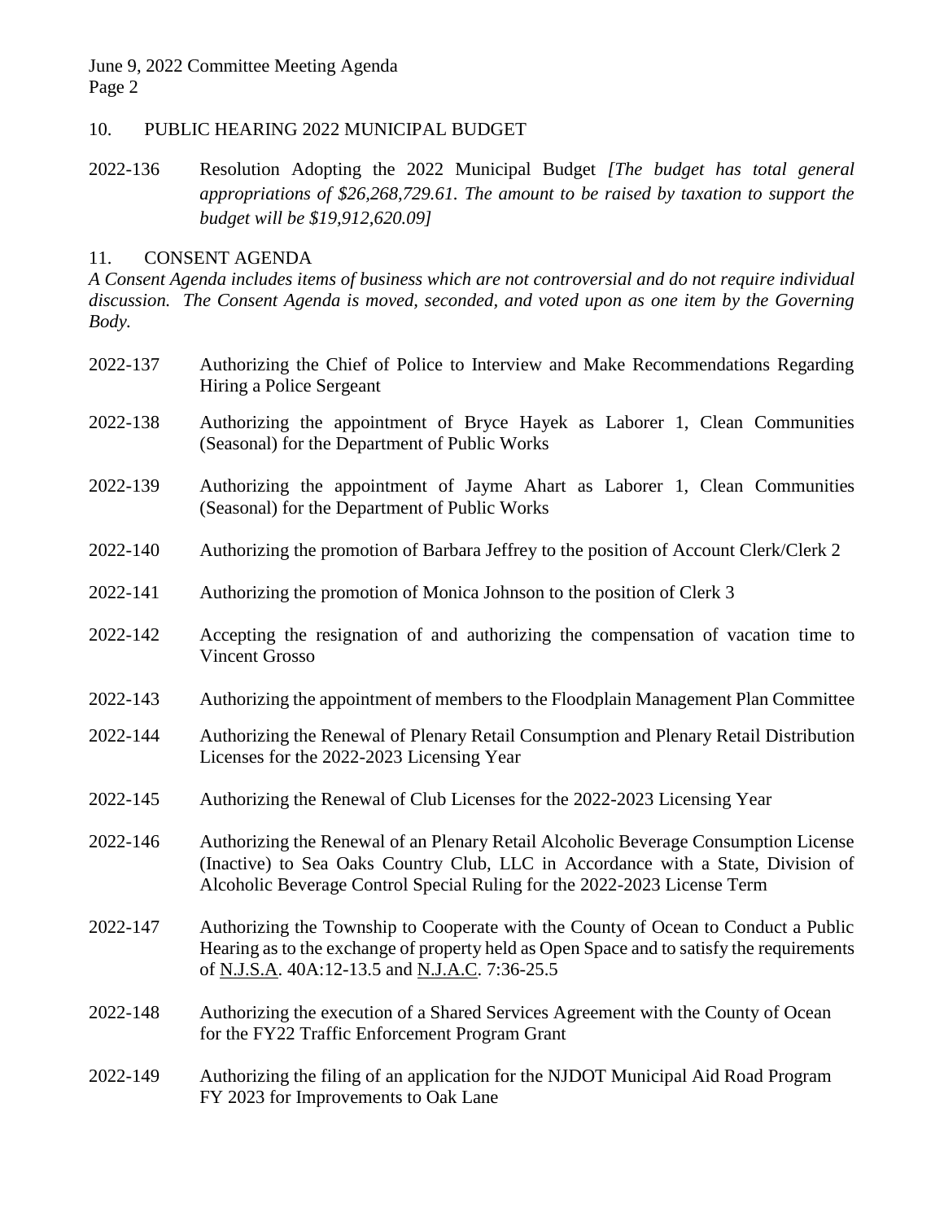## 10. PUBLIC HEARING 2022 MUNICIPAL BUDGET

2022-136 Resolution Adopting the 2022 Municipal Budget *[The budget has total general appropriations of $26,268,729.61. The amount to be raised by taxation to support the budget will be $19,912,620.09]*

## 11. CONSENT AGENDA

*A Consent Agenda includes items of business which are not controversial and do not require individual discussion. The Consent Agenda is moved, seconded, and voted upon as one item by the Governing Body.*

2022-137 Authorizing the Chief of Police to Interview and Make Recommendations Regarding Hiring a Police Sergeant

2022-138 Authorizing the appointment of Bryce Hayek as Laborer 1, Clean Communities (Seasonal) for the Department of Public Works

2022-139 Authorizing the appointment of Jayme Ahart as Laborer 1, Clean Communities (Seasonal) for the Department of Public Works

2022-140 Authorizing the promotion of Barbara Jeffrey to the position of Account Clerk/Clerk 2

2022-141 Authorizing the promotion of Monica Johnson to the position of Clerk 3

2022-142 Accepting the resignation of and authorizing the compensation of vacation time to Vincent Grosso

2022-143 Authorizing the appointment of members to the Floodplain Management Plan Committee

2022-144 Authorizing the Renewal of Plenary Retail Consumption and Plenary Retail Distribution Licenses for the 2022-2023 Licensing Year

2022-145 Authorizing the Renewal of Club Licenses for the 2022-2023 Licensing Year

2022-146 Authorizing the Renewal of an Plenary Retail Alcoholic Beverage Consumption License (Inactive) to Sea Oaks Country Club, LLC in Accordance with a State, Division of Alcoholic Beverage Control Special Ruling for the 2022-2023 License Term

2022-147 Authorizing the Township to Cooperate with the County of Ocean to Conduct a Public Hearing as to the exchange of property held as Open Space and to satisfy the requirements of N.J.S.A. 40A:12-13.5 and N.J.A.C. 7:36-25.5

2022-148 Authorizing the execution of a Shared Services Agreement with the County of Ocean for the FY22 Traffic Enforcement Program Grant

2022-149 Authorizing the filing of an application for the NJDOT Municipal Aid Road Program FY 2023 for Improvements to Oak Lane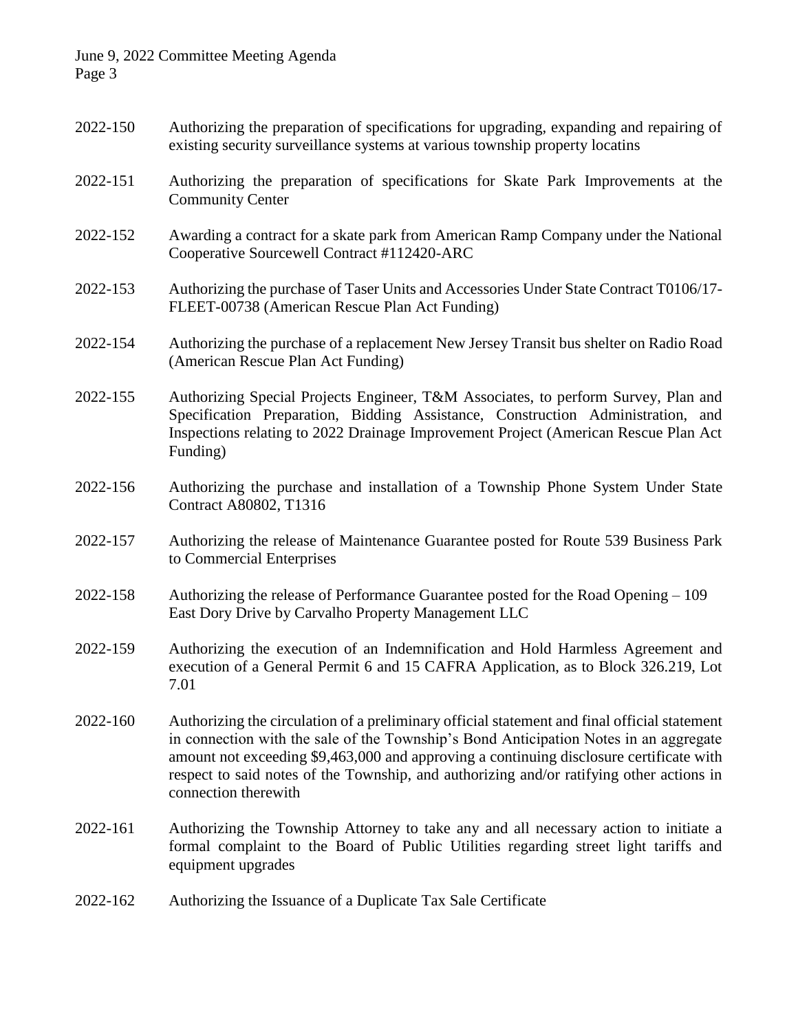2022-150 Authorizing the preparation of specifications for upgrading, expanding and repairing of existing security surveillance systems at various township property locatins

2022-151 Authorizing the preparation of specifications for Skate Park Improvements at the Community Center

2022-152 Awarding a contract for a skate park from American Ramp Company under the National Cooperative Sourcewell Contract #112420-ARC

2022-153 Authorizing the purchase of Taser Units and Accessories Under State Contract T0106/17-FLEET-00738 (American Rescue Plan Act Funding)

2022-154 Authorizing the purchase of a replacement New Jersey Transit bus shelter on Radio Road (American Rescue Plan Act Funding)

2022-155 Authorizing Special Projects Engineer, T&M Associates, to perform Survey, Plan and Specification Preparation, Bidding Assistance, Construction Administration, and Inspections relating to 2022 Drainage Improvement Project (American Rescue Plan Act Funding)

2022-156 Authorizing the purchase and installation of a Township Phone System Under State Contract A80802, T1316

2022-157 Authorizing the release of Maintenance Guarantee posted for Route 539 Business Park to Commercial Enterprises

2022-158 Authorizing the release of Performance Guarantee posted for the Road Opening – 109 East Dory Drive by Carvalho Property Management LLC

2022-159 Authorizing the execution of an Indemnification and Hold Harmless Agreement and execution of a General Permit 6 and 15 CAFRA Application, as to Block 326.219, Lot 7.01

2022-160 Authorizing the circulation of a preliminary official statement and final official statement in connection with the sale of the Township's Bond Anticipation Notes in an aggregate amount not exceeding $9,463,000 and approving a continuing disclosure certificate with respect to said notes of the Township, and authorizing and/or ratifying other actions in connection therewith

2022-161 Authorizing the Township Attorney to take any and all necessary action to initiate a formal complaint to the Board of Public Utilities regarding street light tariffs and equipment upgrades

2022-162 Authorizing the Issuance of a Duplicate Tax Sale Certificate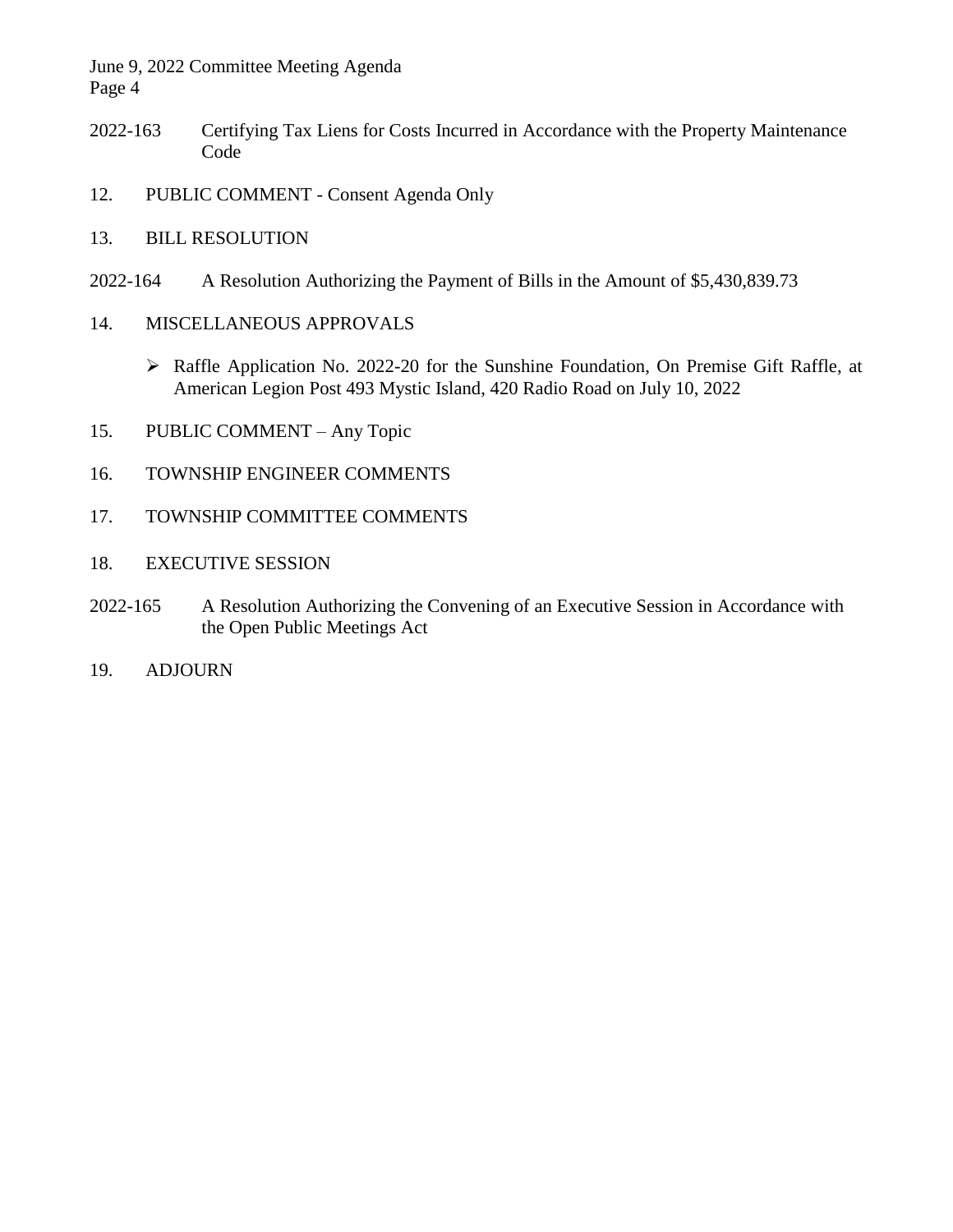2022-163 Certifying Tax Liens for Costs Incurred in Accordance with the Property Maintenance Code

12. PUBLIC COMMENT - Consent Agenda Only

13. BILL RESOLUTION

2022-164 A Resolution Authorizing the Payment of Bills in the Amount of $5,430,839.73

14. MISCELLANEOUS APPROVALS

- Raffle Application No. 2022-20 for the Sunshine Foundation, On Premise Gift Raffle, at American Legion Post 493 Mystic Island, 420 Radio Road on July 10, 2022

15. PUBLIC COMMENT – Any Topic

16. TOWNSHIP ENGINEER COMMENTS

17. TOWNSHIP COMMITTEE COMMENTS

18. EXECUTIVE SESSION

2022-165 A Resolution Authorizing the Convening of an Executive Session in Accordance with the Open Public Meetings Act

19. ADJOURN